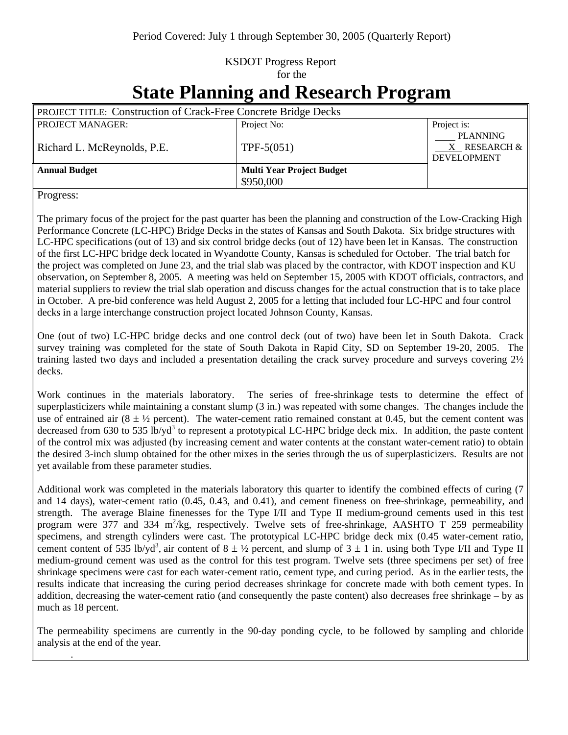Period Covered: July 1 through September 30, 2005 (Quarterly Report)

KSDOT Progress Report
for the

# State Planning and Research Program

| PROJECT TITLE: Construction of Crack-Free Concrete Bridge Decks | | |
|---|---|---|
| PROJECT MANAGER: Richard L. McReynolds, P.E. | Project No: TPF-5(051) | Project is: ____ PLANNING __X__ RESEARCH & DEVELOPMENT |
| **Annual Budget** | **Multi Year Project Budget** $950,000 | |

Progress:

The primary focus of the project for the past quarter has been the planning and construction of the Low-Cracking High Performance Concrete (LC-HPC) Bridge Decks in the states of Kansas and South Dakota. Six bridge structures with LC-HPC specifications (out of 13) and six control bridge decks (out of 12) have been let in Kansas. The construction of the first LC-HPC bridge deck located in Wyandotte County, Kansas is scheduled for October. The trial batch for the project was completed on June 23, and the trial slab was placed by the contractor, with KDOT inspection and KU observation, on September 8, 2005. A meeting was held on September 15, 2005 with KDOT officials, contractors, and material suppliers to review the trial slab operation and discuss changes for the actual construction that is to take place in October. A pre-bid conference was held August 2, 2005 for a letting that included four LC-HPC and four control decks in a large interchange construction project located Johnson County, Kansas.

One (out of two) LC-HPC bridge decks and one control deck (out of two) have been let in South Dakota. Crack survey training was completed for the state of South Dakota in Rapid City, SD on September 19-20, 2005. The training lasted two days and included a presentation detailing the crack survey procedure and surveys covering 2½ decks.

Work continues in the materials laboratory. The series of free-shrinkage tests to determine the effect of superplasticizers while maintaining a constant slump (3 in.) was repeated with some changes. The changes include the use of entrained air (8 ± ½ percent). The water-cement ratio remained constant at 0.45, but the cement content was decreased from 630 to 535 lb/yd$^3$ to represent a prototypical LC-HPC bridge deck mix. In addition, the paste content of the control mix was adjusted (by increasing cement and water contents at the constant water-cement ratio) to obtain the desired 3-inch slump obtained for the other mixes in the series through the us of superplasticizers. Results are not yet available from these parameter studies.

Additional work was completed in the materials laboratory this quarter to identify the combined effects of curing (7 and 14 days), water-cement ratio (0.45, 0.43, and 0.41), and cement fineness on free-shrinkage, permeability, and strength. The average Blaine finenesses for the Type I/II and Type II medium-ground cements used in this test program were 377 and 334 m$^2$/kg, respectively. Twelve sets of free-shrinkage, AASHTO T 259 permeability specimens, and strength cylinders were cast. The prototypical LC-HPC bridge deck mix (0.45 water-cement ratio, cement content of 535 lb/yd$^3$, air content of 8 ± ½ percent, and slump of 3 ± 1 in. using both Type I/II and Type II medium-ground cement was used as the control for this test program. Twelve sets (three specimens per set) of free shrinkage specimens were cast for each water-cement ratio, cement type, and curing period. As in the earlier tests, the results indicate that increasing the curing period decreases shrinkage for concrete made with both cement types. In addition, decreasing the water-cement ratio (and consequently the paste content) also decreases free shrinkage – by as much as 18 percent.

The permeability specimens are currently in the 90-day ponding cycle, to be followed by sampling and chloride analysis at the end of the year.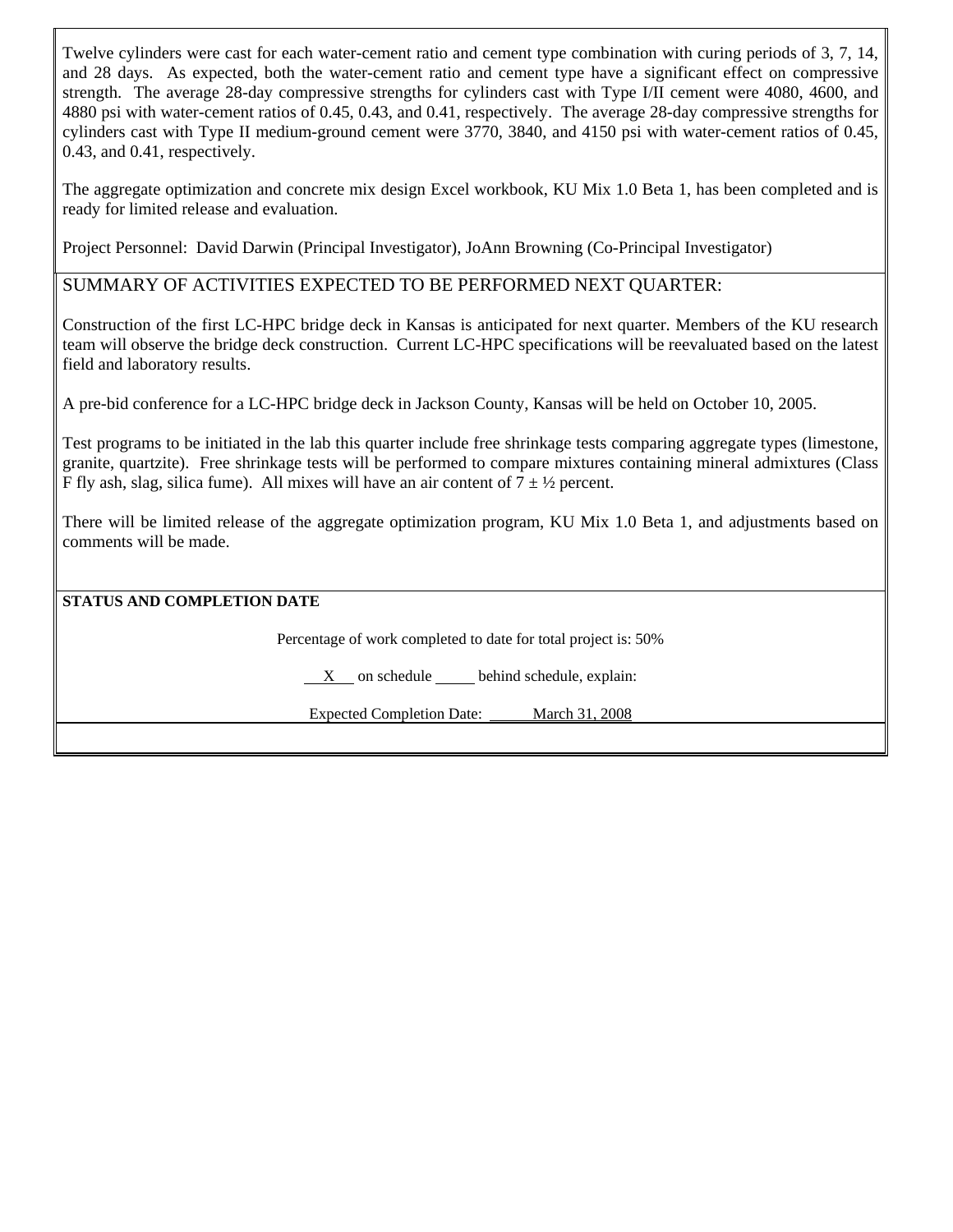Twelve cylinders were cast for each water-cement ratio and cement type combination with curing periods of 3, 7, 14, and 28 days. As expected, both the water-cement ratio and cement type have a significant effect on compressive strength. The average 28-day compressive strengths for cylinders cast with Type I/II cement were 4080, 4600, and 4880 psi with water-cement ratios of 0.45, 0.43, and 0.41, respectively. The average 28-day compressive strengths for cylinders cast with Type II medium-ground cement were 3770, 3840, and 4150 psi with water-cement ratios of 0.45, 0.43, and 0.41, respectively.

The aggregate optimization and concrete mix design Excel workbook, KU Mix 1.0 Beta 1, has been completed and is ready for limited release and evaluation.

Project Personnel: David Darwin (Principal Investigator), JoAnn Browning (Co-Principal Investigator)

## SUMMARY OF ACTIVITIES EXPECTED TO BE PERFORMED NEXT QUARTER:

Construction of the first LC-HPC bridge deck in Kansas is anticipated for next quarter. Members of the KU research team will observe the bridge deck construction. Current LC-HPC specifications will be reevaluated based on the latest field and laboratory results.

A pre-bid conference for a LC-HPC bridge deck in Jackson County, Kansas will be held on October 10, 2005.

Test programs to be initiated in the lab this quarter include free shrinkage tests comparing aggregate types (limestone, granite, quartzite). Free shrinkage tests will be performed to compare mixtures containing mineral admixtures (Class F fly ash, slag, silica fume). All mixes will have an air content of 7 ± ½ percent.

There will be limited release of the aggregate optimization program, KU Mix 1.0 Beta 1, and adjustments based on comments will be made.

**STATUS AND COMPLETION DATE**

Percentage of work completed to date for total project is: 50%

X on schedule ____ behind schedule, explain:

Expected Completion Date: March 31, 2008